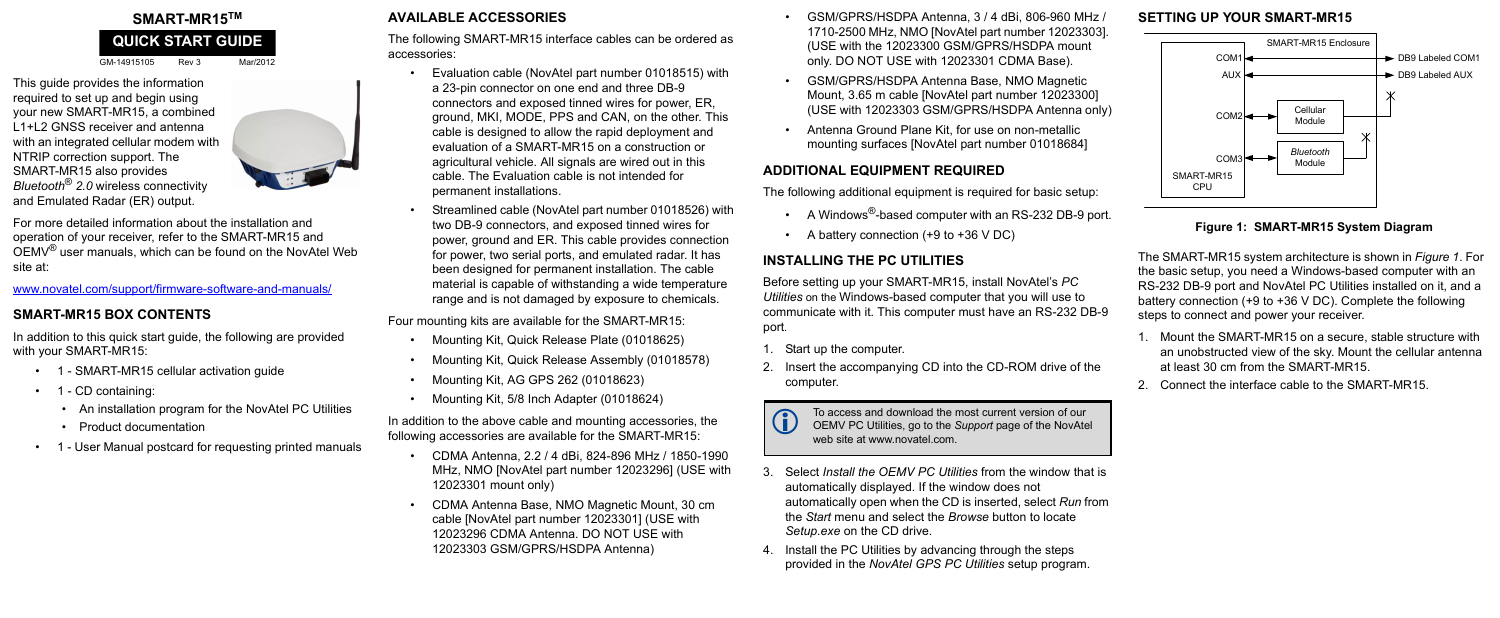# SMART-MR15™

## QUICK START GUIDE

GM-14915105 Rev 3 Mar/2012

This guide provides the information required to set up and begin using your new SMART-MR15, a combined L1+L2 GNSS receiver and antenna with an integrated cellular modem with NTRIP correction support. The SMART-MR15 also provides *Bluetooth*® *2.0* wireless connectivity and Emulated Radar (ER) output.

For more detailed information about the installation and operation of your receiver, refer to the SMART-MR15 and OEMV® user manuals, which can be found on the NovAtel Web site at:

www.novatel.com/support/firmware-software-and-manuals/

## SMART-MR15 BOX CONTENTS

In addition to this quick start guide, the following are provided with your SMART-MR15:

- 1 - SMART-MR15 cellular activation guide
- 1 - CD containing:
  - An installation program for the NovAtel PC Utilities
  - Product documentation
- 1 - User Manual postcard for requesting printed manuals

## AVAILABLE ACCESSORIES

The following SMART-MR15 interface cables can be ordered as accessories:

- Evaluation cable (NovAtel part number 01018515) with a 23-pin connector on one end and three DB-9 connectors and exposed tinned wires for power, ER, ground, MKI, MODE, PPS and CAN, on the other. This cable is designed to allow the rapid deployment and evaluation of a SMART-MR15 on a construction or agricultural vehicle. All signals are wired out in this cable. The Evaluation cable is not intended for permanent installations.
- Streamlined cable (NovAtel part number 01018526) with two DB-9 connectors, and exposed tinned wires for power, ground and ER. This cable provides connection for power, two serial ports, and emulated radar. It has been designed for permanent installation. The cable material is capable of withstanding a wide temperature range and is not damaged by exposure to chemicals.

Four mounting kits are available for the SMART-MR15:

- Mounting Kit, Quick Release Plate (01018625)
- Mounting Kit, Quick Release Assembly (01018578)
- Mounting Kit, AG GPS 262 (01018623)
- Mounting Kit, 5/8 Inch Adapter (01018624)

In addition to the above cable and mounting accessories, the following accessories are available for the SMART-MR15:

- CDMA Antenna, 2.2 / 4 dBi, 824-896 MHz / 1850-1990 MHz, NMO [NovAtel part number 12023296] (USE with 12023301 mount only)
- CDMA Antenna Base, NMO Magnetic Mount, 30 cm cable [NovAtel part number 12023301] (USE with 12023296 CDMA Antenna. DO NOT USE with 12023303 GSM/GPRS/HSDPA Antenna)
- GSM/GPRS/HSDPA Antenna, 3 / 4 dBi, 806-960 MHz / 1710-2500 MHz, NMO [NovAtel part number 12023303]. (USE with the 12023300 GSM/GPRS/HSDPA mount only. DO NOT USE with 12023301 CDMA Base).
- GSM/GPRS/HSDPA Antenna Base, NMO Magnetic Mount, 3.65 m cable [NovAtel part number 12023300] (USE with 12023303 GSM/GPRS/HSDPA Antenna only)
- Antenna Ground Plane Kit, for use on non-metallic mounting surfaces [NovAtel part number 01018684]

## ADDITIONAL EQUIPMENT REQUIRED

The following additional equipment is required for basic setup:

- A Windows®-based computer with an RS-232 DB-9 port.
- A battery connection (+9 to +36 V DC)

## INSTALLING THE PC UTILITIES

Before setting up your SMART-MR15, install NovAtel's *PC Utilities* on the Windows-based computer that you will use to communicate with it. This computer must have an RS-232 DB-9 port.

1. Start up the computer.
2. Insert the accompanying CD into the CD-ROM drive of the computer.

> To access and download the most current version of our OEMV PC Utilities, go to the *Support* page of the NovAtel web site at www.novatel.com.

3. Select *Install the OEMV PC Utilities* from the window that is automatically displayed. If the window does not automatically open when the CD is inserted, select *Run* from the *Start* menu and select the *Browse* button to locate *Setup.exe* on the CD drive.
4. Install the PC Utilities by advancing through the steps provided in the *NovAtel GPS PC Utilities* setup program.

## SETTING UP YOUR SMART-MR15

SMART-MR15 Enclosure: COM1 → DB9 Labeled COM1; AUX → DB9 Labeled AUX; COM2 ↔ Cellular Module; COM3 ↔ *Bluetooth* Module; SMART-MR15 CPU

**Figure 1: SMART-MR15 System Diagram**

The SMART-MR15 system architecture is shown in *Figure 1*. For the basic setup, you need a Windows-based computer with an RS-232 DB-9 port and NovAtel PC Utilities installed on it, and a battery connection (+9 to +36 V DC). Complete the following steps to connect and power your receiver.

1. Mount the SMART-MR15 on a secure, stable structure with an unobstructed view of the sky. Mount the cellular antenna at least 30 cm from the SMART-MR15.
2. Connect the interface cable to the SMART-MR15.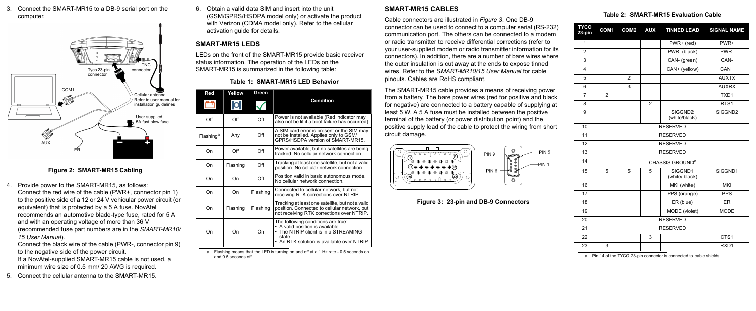3. Connect the SMART-MR15 to a DB-9 serial port on the computer.

**Figure 2: SMART-MR15 Cabling**

4. Provide power to the SMART-MR15, as follows:
   Connect the red wire of the cable (PWR+, connector pin 1) to the positive side of a 12 or 24 V vehicular power circuit (or equivalent) that is protected by a 5 A fuse. NovAtel recommends an automotive blade-type fuse, rated for 5 A and with an operating voltage of more than 36 V (recommended fuse part numbers are in the *SMART-MR10/15 User Manual*).
   Connect the black wire of the cable (PWR-, connector pin 9) to the negative side of the power circuit.
   If a NovAtel-supplied SMART-MR15 cable is not used, a minimum wire size of 0.5 mm/ 20 AWG is required.
5. Connect the cellular antenna to the SMART-MR15.
6. Obtain a valid data SIM and insert into the unit (GSM/GPRS/HSDPA model only) or activate the product with Verizon (CDMA model only). Refer to the cellular activation guide for details.

## SMART-MR15 LEDS

LEDs on the front of the SMART-MR15 provide basic receiver status information. The operation of the LEDs on the SMART-MR15 is summarized in the following table:

**Table 1: SMART-MR15 LED Behavior**

| Red | Yellow | Green | Condition |
|---|---|---|---|
| Off | Off | Off | Power is not available (Red indicator may also not be lit if a boot failure has occurred). |
| Flashing[a] | Any | Off | A SIM card error is present or the SIM may not be installed. Applies only to GSM/ GPRS/HSDPA version of SMART-MR15. |
| On | Off | Off | Power available, but no satellites are being tracked. No cellular network connection. |
| On | Flashing | Off | Tracking at least one satellite, but not a valid position. No cellular network connection. |
| On | On | Off | Position valid in basic autonomous mode. No cellular network connection. |
| On | On | Flashing | Connected to cellular network, but not receiving RTK corrections over NTRIP. |
| On | Flashing | Flashing | Tracking at least one satellite, but not a valid position. Connected to cellular network, but not receiving RTK corrections over NTRIP. |
| On | On | On | The following conditions are true:<br>• A valid position is available.<br>• The NTRIP client is in a STREAMING state.<br>• An RTK solution is available over NTRIP. |

a. Flashing means that the LED is turning on and off at a 1 Hz rate - 0.5 seconds on and 0.5 seconds off.

## SMART-MR15 CABLES

Cable connectors are illustrated in *Figure 3*. One DB-9 connector can be used to connect to a computer serial (RS-232) communication port. The others can be connected to a modem or radio transmitter to receive differential corrections (refer to your user-supplied modem or radio transmitter information for its connectors). In addition, there are a number of bare wires where the outer insulation is cut away at the ends to expose tinned wires. Refer to the *SMART-MR10/15 User Manual* for cable pinouts. Cables are RoHS compliant.

The SMART-MR15 cable provides a means of receiving power from a battery. The bare power wires (red for positive and black for negative) are connected to a battery capable of supplying at least 5 W. A 5 A fuse must be installed between the positive terminal of the battery (or power distribution point) and the positive supply lead of the cable to protect the wiring from short circuit damage.

**Figure 3: 23-pin and DB-9 Connectors**

**Table 2: SMART-MR15 Evaluation Cable**

| TYCO 23-pin | COM1 | COM2 | AUX | TINNED LEAD | SIGNAL NAME |
|---|---|---|---|---|---|
| 1 | | | | PWR+ (red) | PWR+ |
| 2 | | | | PWR- (black) | PWR- |
| 3 | | | | CAN- (green) | CAN- |
| 4 | | | | CAN+ (yellow) | CAN+ |
| 5 | | 2 | | | AUXTX |
| 6 | | 3 | | | AUXRX |
| 7 | 2 | | | | TXD1 |
| 8 | | | 2 | | RTS1 |
| 9 | | | | SIGGND2 (white/black) | SIGGND2 |
| 10 | RESERVED | | | | |
| 11 | RESERVED | | | | |
| 12 | RESERVED | | | | |
| 13 | RESERVED | | | | |
| 14 | CHASSIS GROUND[a] | | | | |
| 15 | 5 | 5 | 5 | SIGGND1 (white/ black) | SIGGND1 |
| 16 | | | | MKI (white) | MKI |
| 17 | | | | PPS (orange) | PPS |
| 18 | | | | ER (blue) | ER |
| 19 | | | | MODE (violet) | MODE |
| 20 | RESERVED | | | | |
| 21 | RESERVED | | | | |
| 22 | | | 3 | | CTS1 |
| 23 | 3 | | | | RXD1 |

a. Pin 14 of the TYCO 23-pin connector is connected to cable shields.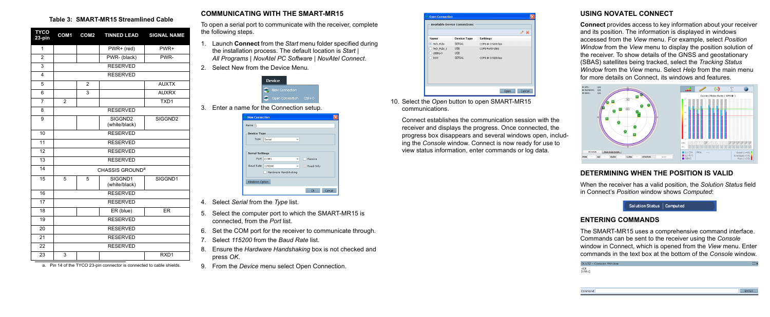**Table 3: SMART-MR15 Streamlined Cable**

| TYCO 23-pin | COM1 | COM2 | TINNED LEAD | SIGNAL NAME |
|---|---|---|---|---|
| 1 | | | PWR+ (red) | PWR+ |
| 2 | | | PWR- (black) | PWR- |
| 3 | RESERVED | | | |
| 4 | RESERVED | | | |
| 5 | | 2 | | AUXTX |
| 6 | | 3 | | AUXRX |
| 7 | 2 | | | TXD1 |
| 8 | RESERVED | | | |
| 9 | | | SIGGND2 (white/black) | SIGGND2 |
| 10 | RESERVED | | | |
| 11 | RESERVED | | | |
| 12 | RESERVED | | | |
| 13 | RESERVED | | | |
| 14 | CHASSIS GROUND[a] | | | |
| 15 | 5 | 5 | SIGGND1 (white/black) | SIGGND1 |
| 16 | RESERVED | | | |
| 17 | RESERVED | | | |
| 18 | | | ER (blue) | ER |
| 19 | RESERVED | | | |
| 20 | RESERVED | | | |
| 21 | RESERVED | | | |
| 22 | RESERVED | | | |
| 23 | 3 | | | RXD1 |

a. Pin 14 of the TYCO 23-pin connector is connected to cable shields.

## COMMUNICATING WITH THE SMART-MR15

To open a serial port to communicate with the receiver, complete the following steps.

1. Launch **Connect** from the *Start* menu folder specified during the installation process. The default location is *Start | All Programs | NovAtel PC Software | NovAtel Connect*.
2. Select New from the Device Menu.
3. Enter a name for the Connection setup.
4. Select *Serial* from the *Type* list.
5. Select the computer port to which the SMART-MR15 is connected, from the *Port* list.
6. Set the COM port for the receiver to communicate through.
7. Select *115200* from the *Baud Rate* list.
8. Ensure the *Hardware Handshaking* box is not checked and press *OK*.
9. From the *Device* menu select Open Connection.
10. Select the *Open* button to open SMART-MR15 communications.

    Connect establishes the communication session with the receiver and displays the progress. Once connected, the progress box disappears and several windows open, including the *Console* window. Connect is now ready for use to view status information, enter commands or log data.

## USING NOVATEL CONNECT

**Connect** provides access to key information about your receiver and its position. The information is displayed in windows accessed from the *View* menu. For example, select *Position Window* from the *View* menu to display the position solution of the receiver. To show details of the GNSS and geostationary (SBAS) satellites being tracked, select the *Tracking Status Window* from the *View* menu. Select *Help* from the main menu for more details on Connect, its windows and features.

## DETERMINING WHEN THE POSITION IS VALID

When the receiver has a valid position, the *Solution Status* field in Connect's *Position* window shows *Computed*:

## ENTERING COMMANDS

The SMART-MR15 uses a comprehensive command interface. Commands can be sent to the receiver using the *Console* window in Connect, which is opened from the *View* menu. Enter commands in the text box at the bottom of the *Console* window.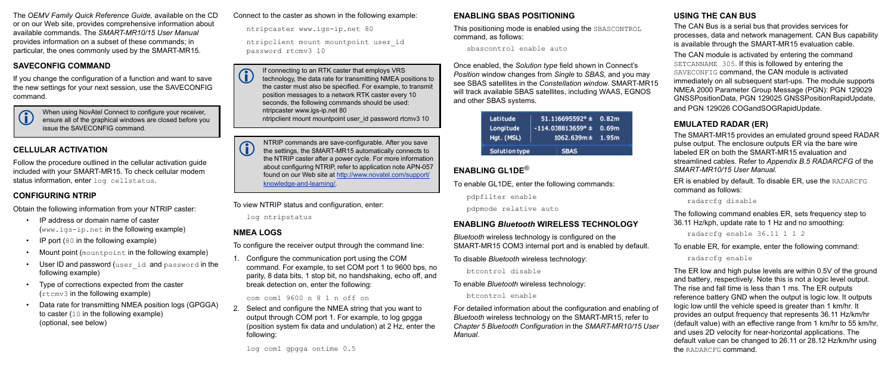The *OEMV Family Quick Reference Guide,* available on the CD or on our Web site, provides comprehensive information about available commands. The *SMART-MR10/15 User Manual* provides information on a subset of these commands; in particular, the ones commonly used by the SMART-MR15.

## SAVECONFIG COMMAND

If you change the configuration of a function and want to save the new settings for your next session, use the SAVECONFIG command.

> When using NovAtel Connect to configure your receiver, ensure all of the graphical windows are closed before you issue the SAVECONFIG command.

## CELLULAR ACTIVATION

Follow the procedure outlined in the cellular activation guide included with your SMART-MR15. To check cellular modem status information, enter `log cellstatus`.

## CONFIGURING NTRIP

Obtain the following information from your NTRIP caster:

- IP address or domain name of caster (`www.igs-ip.net` in the following example)
- IP port (`80` in the following example)
- Mount point (`mountpoint` in the following example)
- User ID and password (`user_id` and `password` in the following example)
- Type of corrections expected from the caster (`rtcmv3` in the following example)
- Data rate for transmitting NMEA position logs (GPGGA) to caster (`10` in the following example) (optional, see below)

Connect to the caster as shown in the following example:

```
ntripcaster www.igs-ip.net 80
ntripclient mount mountpoint user_id password rtcmv3 10
```

> If connecting to an RTK caster that employs VRS technology, the data rate for transmitting NMEA positions to the caster must also be specified. For example, to transmit position messages to a network RTK caster every 10 seconds, the following commands should be used:
> ntripcaster www.igs-ip.net 80
> ntripclient mount mountpoint user_id password rtcmv3 10

> NTRIP commands are save-configurable. After you save the settings, the SMART-MR15 automatically connects to the NTRIP caster after a power cycle. For more information about configuring NTRIP, refer to application note APN-057 found on our Web site at http://www.novatel.com/support/knowledge-and-learning/.

To view NTRIP status and configuration, enter:

```
log ntripstatus
```

## NMEA LOGS

To configure the receiver output through the command line:

1. Configure the communication port using the COM command. For example, to set COM port 1 to 9600 bps, no parity, 8 data bits, 1 stop bit, no handshaking, echo off, and break detection on, enter the following:

   ```
   com com1 9600 n 8 1 n off on
   ```

2. Select and configure the NMEA string that you want to output through COM port 1. For example, to log gpgga (position system fix data and undulation) at 2 Hz, enter the following:

   ```
   log com1 gpgga ontime 0.5
   ```

## ENABLING SBAS POSITIONING

This positioning mode is enabled using the `SBASCONTROL` command, as follows:

```
sbascontrol enable auto
```

Once enabled, the *Solution type* field shown in Connect's *Position* window changes from *Single* to *SBAS*, and you may see SBAS satellites in the *Constellation window*. SMART-MR15 will track available SBAS satellites, including WAAS, EGNOS and other SBAS systems.

| | | |
|---|---|---|
| Latitude | 51.116695592° ± | 0.82m |
| Longitude | -114.038813659° ± | 0.69m |
| Hgt. (MSL) | 1062.639m ± | 1.95m |
| Solution type | SBAS | |

## ENABLING GL1DE®

To enable GL1DE, enter the following commands:

```
pdpfilter enable
pdpmode relative auto
```

## ENABLING *Bluetooth* WIRELESS TECHNOLOGY

*Bluetooth* wireless technology is configured on the SMART-MR15 COM3 internal port and is enabled by default.

To disable *Bluetooth* wireless technology:

```
btcontrol disable
```

To enable *Bluetooth* wireless technology:

```
btcontrol enable
```

For detailed information about the configuration and enabling of *Bluetooth* wireless technology on the SMART-MR15, refer to *Chapter 5 Bluetooth Configuration* in the *SMART-MR10/15 User Manual*.

## USING THE CAN BUS

The CAN Bus is a serial bus that provides services for processes, data and network management. CAN Bus capability is available through the SMART-MR15 evaluation cable.

The CAN module is activated by entering the command `SETCANNAME 305`. If this is followed by entering the `SAVECONFIG` command, the CAN module is activated immediately on all subsequent start-ups. The module supports NMEA 2000 Parameter Group Message (PGN): PGN 129029 GNSSPositionData, PGN 129025 GNSSPositionRapidUpdate, and PGN 129026 COGandSOGRapidUpdate.

## EMULATED RADAR (ER)

The SMART-MR15 provides an emulated ground speed RADAR pulse output. The enclosure outputs ER via the bare wire labeled ER on both the SMART-MR15 evaluation and streamlined cables. Refer to *Appendix B.5 RADARCFG* of the *SMART-MR10/15 User Manual*.

ER is enabled by default. To disable ER, use the `RADARCFG` command as follows:

```
radarcfg disable
```

The following command enables ER, sets frequency step to 36.11 Hz/kph, update rate to 1 Hz and no smoothing:

```
radarcfg enable 36.11 1 1 2
```

To enable ER, for example, enter the following command:

```
radarcfg enable
```

The ER low and high pulse levels are within 0.5V of the ground and battery, respectively. Note this is not a logic level output. The rise and fall time is less than 1 ms. The ER outputs reference battery GND when the output is logic low. It outputs logic low until the vehicle speed is greater than 1 km/hr. It provides an output frequency that represents 36.11 Hz/km/hr (default value) with an effective range from 1 km/hr to 55 km/hr, and uses 2D velocity for near-horizontal applications. The default value can be changed to 26.11 or 28.12 Hz/km/hr using the `RADARCFG` command.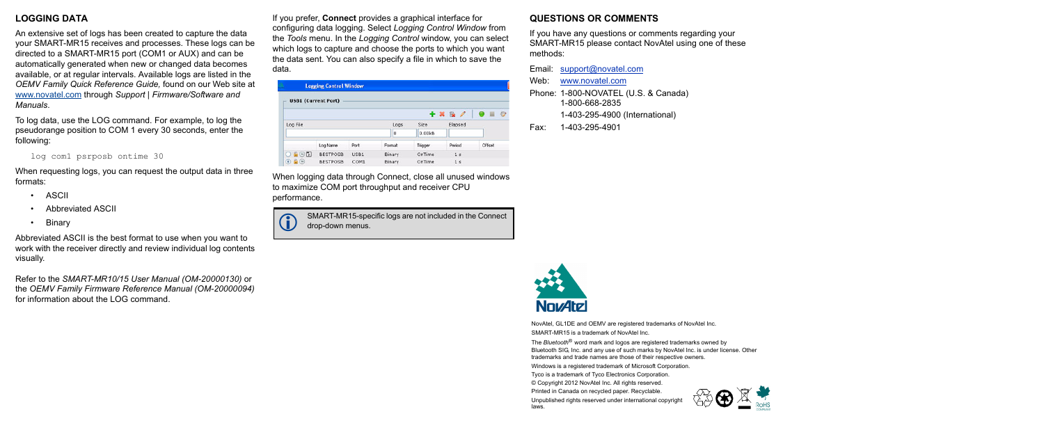## LOGGING DATA

An extensive set of logs has been created to capture the data your SMART-MR15 receives and processes. These logs can be directed to a SMART-MR15 port (COM1 or AUX) and can be automatically generated when new or changed data becomes available, or at regular intervals. Available logs are listed in the *OEMV Family Quick Reference Guide,* found on our Web site at www.novatel.com through *Support | Firmware/Software and Manuals*.

To log data, use the LOG command. For example, to log the pseudorange position to COM 1 every 30 seconds, enter the following:

```
log com1 psrposb ontime 30
```

When requesting logs, you can request the output data in three formats:

- ASCII
- Abbreviated ASCII
- Binary

Abbreviated ASCII is the best format to use when you want to work with the receiver directly and review individual log contents visually.

Refer to the *SMART-MR10/15 User Manual (OM-20000130)* or the *OEMV Family Firmware Reference Manual (OM-20000094)* for information about the LOG command.

If you prefer, **Connect** provides a graphical interface for configuring data logging. Select *Logging Control Window* from the *Tools* menu. In the *Logging Control* window, you can select which logs to capture and choose the ports to which you want the data sent. You can also specify a file in which to save the data.

Logging Control Window

USB1 (Current Port)

| Log File | | | Logs | Size | Elapsed | |
|---|---|---|---|---|---|---|
| | | | 0 | 0.00kB | | |

| | Log Name | Port | Format | Trigger | Period | Offset |
|---|---|---|---|---|---|---|
| | BESTPOSB | USB1 | Binary | OnTime | 1 s | |
| | BESTPOSB | COM1 | Binary | OnTime | 1 s | |

When logging data through Connect, close all unused windows to maximize COM port throughput and receiver CPU performance.

SMART-MR15-specific logs are not included in the Connect drop-down menus.

## QUESTIONS OR COMMENTS

If you have any questions or comments regarding your SMART-MR15 please contact NovAtel using one of these methods:

Email: support@novatel.com

Web: www.novatel.com

Phone: 1-800-NOVATEL (U.S. & Canada)
1-800-668-2835
1-403-295-4900 (International)

Fax: 1-403-295-4901

NovAtel

NovAtel, GL1DE and OEMV are registered trademarks of NovAtel Inc.

SMART-MR15 is a trademark of NovAtel Inc.

The *Bluetooth*® word mark and logos are registered trademarks owned by Bluetooth SIG, Inc. and any use of such marks by NovAtel Inc. is under license. Other trademarks and trade names are those of their respective owners.

Windows is a registered trademark of Microsoft Corporation.

Tyco is a trademark of Tyco Electronics Corporation.

© Copyright 2012 NovAtel Inc. All rights reserved.

Printed in Canada on recycled paper. Recyclable.

Unpublished rights reserved under international copyright laws.